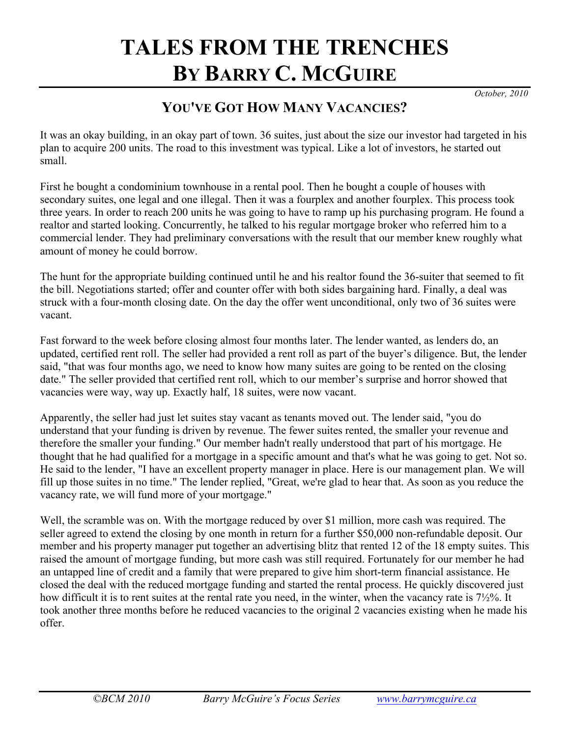# TALES FROM THE TRENCHES
# BY BARRY C. MCGUIRE

*October, 2010*

## YOU'VE GOT HOW MANY VACANCIES?

It was an okay building, in an okay part of town. 36 suites, just about the size our investor had targeted in his plan to acquire 200 units. The road to this investment was typical. Like a lot of investors, he started out small.

First he bought a condominium townhouse in a rental pool. Then he bought a couple of houses with secondary suites, one legal and one illegal. Then it was a fourplex and another fourplex. This process took three years. In order to reach 200 units he was going to have to ramp up his purchasing program. He found a realtor and started looking. Concurrently, he talked to his regular mortgage broker who referred him to a commercial lender. They had preliminary conversations with the result that our member knew roughly what amount of money he could borrow.

The hunt for the appropriate building continued until he and his realtor found the 36-suiter that seemed to fit the bill. Negotiations started; offer and counter offer with both sides bargaining hard. Finally, a deal was struck with a four-month closing date. On the day the offer went unconditional, only two of 36 suites were vacant.

Fast forward to the week before closing almost four months later. The lender wanted, as lenders do, an updated, certified rent roll. The seller had provided a rent roll as part of the buyer's diligence. But, the lender said, "that was four months ago, we need to know how many suites are going to be rented on the closing date." The seller provided that certified rent roll, which to our member's surprise and horror showed that vacancies were way, way up. Exactly half, 18 suites, were now vacant.

Apparently, the seller had just let suites stay vacant as tenants moved out. The lender said, "you do understand that your funding is driven by revenue. The fewer suites rented, the smaller your revenue and therefore the smaller your funding." Our member hadn't really understood that part of his mortgage. He thought that he had qualified for a mortgage in a specific amount and that's what he was going to get. Not so. He said to the lender, "I have an excellent property manager in place. Here is our management plan. We will fill up those suites in no time." The lender replied, "Great, we're glad to hear that. As soon as you reduce the vacancy rate, we will fund more of your mortgage."

Well, the scramble was on. With the mortgage reduced by over $1 million, more cash was required. The seller agreed to extend the closing by one month in return for a further $50,000 non-refundable deposit. Our member and his property manager put together an advertising blitz that rented 12 of the 18 empty suites. This raised the amount of mortgage funding, but more cash was still required. Fortunately for our member he had an untapped line of credit and a family that were prepared to give him short-term financial assistance. He closed the deal with the reduced mortgage funding and started the rental process. He quickly discovered just how difficult it is to rent suites at the rental rate you need, in the winter, when the vacancy rate is 7½%. It took another three months before he reduced vacancies to the original 2 vacancies existing when he made his offer.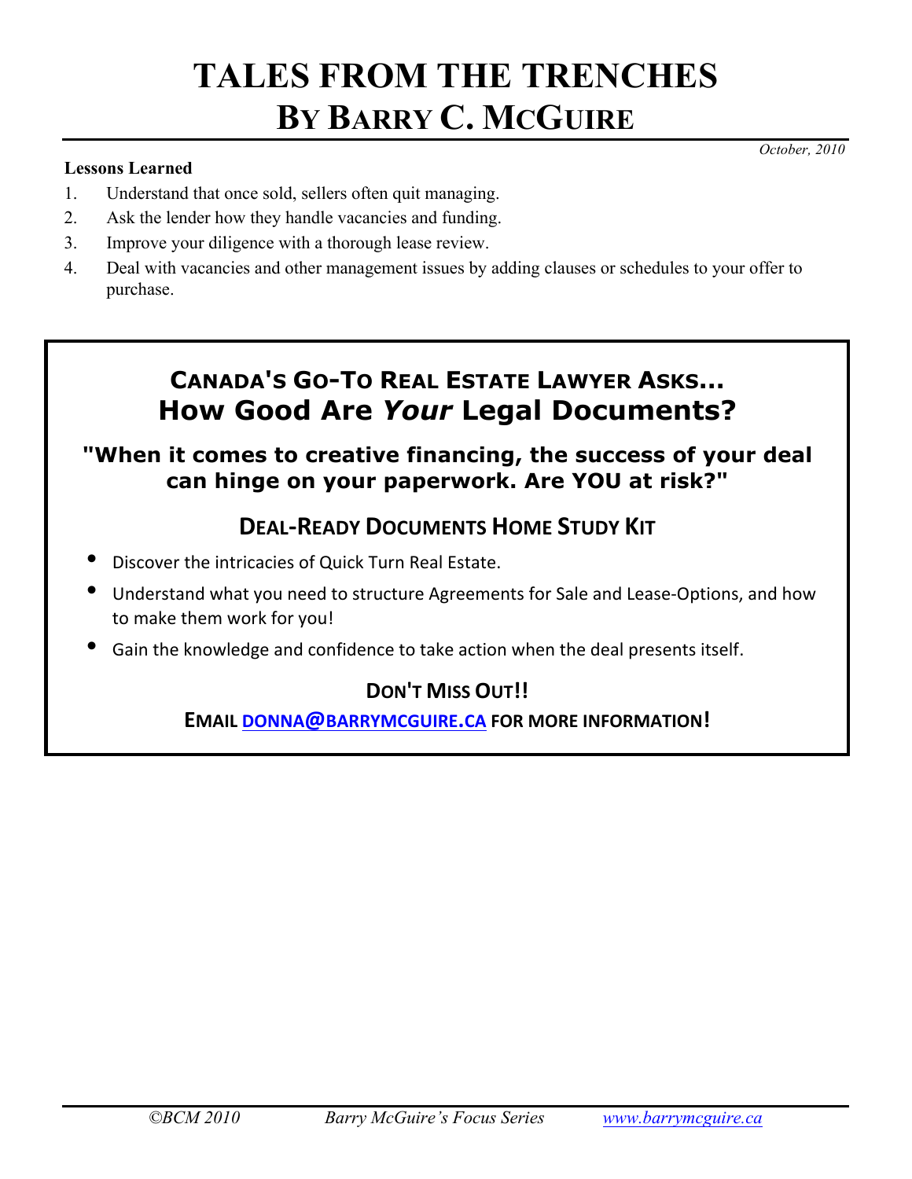# TALES FROM THE TRENCHES
## BY BARRY C. MCGUIRE

*October, 2010*

**Lessons Learned**

1. Understand that once sold, sellers often quit managing.
2. Ask the lender how they handle vacancies and funding.
3. Improve your diligence with a thorough lease review.
4. Deal with vacancies and other management issues by adding clauses or schedules to your offer to purchase.

---

### CANADA'S GO-TO REAL ESTATE LAWYER ASKS...
## How Good Are *Your* Legal Documents?

**"When it comes to creative financing, the success of your deal can hinge on your paperwork. Are YOU at risk?"**

### DEAL-READY DOCUMENTS HOME STUDY KIT

- Discover the intricacies of Quick Turn Real Estate.
- Understand what you need to structure Agreements for Sale and Lease-Options, and how to make them work for you!
- Gain the knowledge and confidence to take action when the deal presents itself.

**DON'T MISS OUT!!**

**EMAIL DONNA@BARRYMCGUIRE.CA FOR MORE INFORMATION!**

---

©BCM 2010 — Barry McGuire's Focus Series — www.barrymcguire.ca